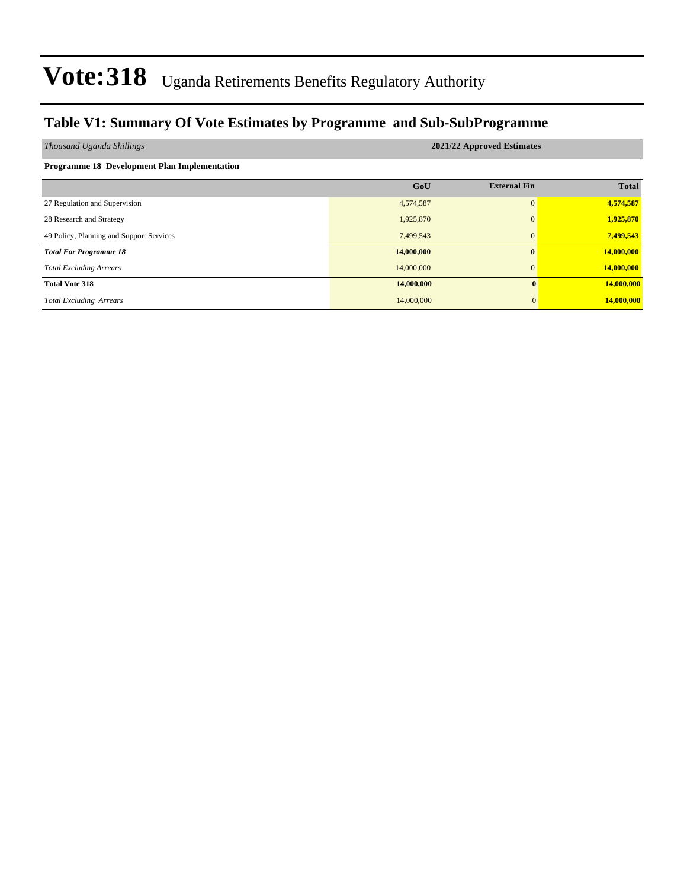# Vote:318 Uganda Retirements Benefits Regulatory Authority

## Table V1: Summary Of Vote Estimates by Programme and Sub-SubProgramme

| *Thousand Uganda Shillings* | 2021/22 Approved Estimates | | |
|---|---|---|---|
| **Programme 18 Development Plan Implementation** | | | |
| | **GoU** | **External Fin** | **Total** |
| 27 Regulation and Supervision | 4,574,587 | 0 | **4,574,587** |
| 28 Research and Strategy | 1,925,870 | 0 | **1,925,870** |
| 49 Policy, Planning and Support Services | 7,499,543 | 0 | **7,499,543** |
| ***Total For Programme 18*** | **14,000,000** | **0** | **14,000,000** |
| *Total Excluding Arrears* | 14,000,000 | 0 | **14,000,000** |
| **Total Vote 318** | **14,000,000** | **0** | **14,000,000** |
| *Total Excluding Arrears* | 14,000,000 | 0 | **14,000,000** |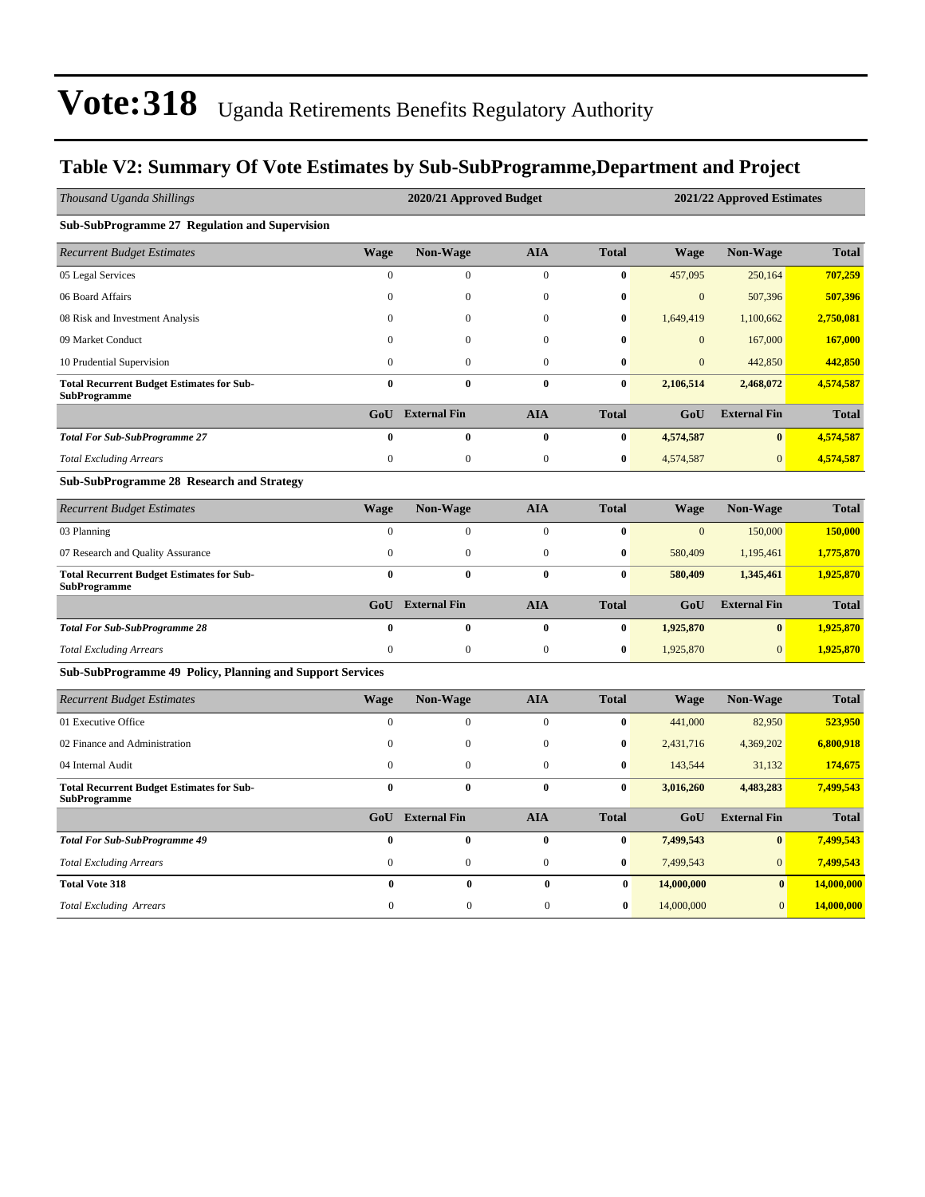# Vote:318 Uganda Retirements Benefits Regulatory Authority

## Table V2: Summary Of Vote Estimates by Sub-SubProgramme,Department and Project

| *Thousand Uganda Shillings* | 2020/21 Approved Budget | | | | 2021/22 Approved Estimates | | |
|---|---|---|---|---|---|---|---|
| **Sub-SubProgramme 27 Regulation and Supervision** | | | | | | | |
| *Recurrent Budget Estimates* | **Wage** | **Non-Wage** | **AIA** | **Total** | **Wage** | **Non-Wage** | **Total** |
| 05 Legal Services | 0 | 0 | 0 | **0** | 457,095 | 250,164 | **707,259** |
| 06 Board Affairs | 0 | 0 | 0 | **0** | 0 | 507,396 | **507,396** |
| 08 Risk and Investment Analysis | 0 | 0 | 0 | **0** | 1,649,419 | 1,100,662 | **2,750,081** |
| 09 Market Conduct | 0 | 0 | 0 | **0** | 0 | 167,000 | **167,000** |
| 10 Prudential Supervision | 0 | 0 | 0 | **0** | 0 | 442,850 | **442,850** |
| **Total Recurrent Budget Estimates for Sub-SubProgramme** | **0** | **0** | **0** | **0** | **2,106,514** | **2,468,072** | **4,574,587** |
| | **GoU** | **External Fin** | **AIA** | **Total** | **GoU** | **External Fin** | **Total** |
| ***Total For Sub-SubProgramme 27*** | **0** | **0** | **0** | **0** | **4,574,587** | **0** | **4,574,587** |
| *Total Excluding Arrears* | 0 | 0 | 0 | **0** | 4,574,587 | 0 | **4,574,587** |
| **Sub-SubProgramme 28 Research and Strategy** | | | | | | | |
| *Recurrent Budget Estimates* | **Wage** | **Non-Wage** | **AIA** | **Total** | **Wage** | **Non-Wage** | **Total** |
| 03 Planning | 0 | 0 | 0 | **0** | 0 | 150,000 | **150,000** |
| 07 Research and Quality Assurance | 0 | 0 | 0 | **0** | 580,409 | 1,195,461 | **1,775,870** |
| **Total Recurrent Budget Estimates for Sub-SubProgramme** | **0** | **0** | **0** | **0** | **580,409** | **1,345,461** | **1,925,870** |
| | **GoU** | **External Fin** | **AIA** | **Total** | **GoU** | **External Fin** | **Total** |
| ***Total For Sub-SubProgramme 28*** | **0** | **0** | **0** | **0** | **1,925,870** | **0** | **1,925,870** |
| *Total Excluding Arrears* | 0 | 0 | 0 | **0** | 1,925,870 | 0 | **1,925,870** |
| **Sub-SubProgramme 49 Policy, Planning and Support Services** | | | | | | | |
| *Recurrent Budget Estimates* | **Wage** | **Non-Wage** | **AIA** | **Total** | **Wage** | **Non-Wage** | **Total** |
| 01 Executive Office | 0 | 0 | 0 | **0** | 441,000 | 82,950 | **523,950** |
| 02 Finance and Administration | 0 | 0 | 0 | **0** | 2,431,716 | 4,369,202 | **6,800,918** |
| 04 Internal Audit | 0 | 0 | 0 | **0** | 143,544 | 31,132 | **174,675** |
| **Total Recurrent Budget Estimates for Sub-SubProgramme** | **0** | **0** | **0** | **0** | **3,016,260** | **4,483,283** | **7,499,543** |
| | **GoU** | **External Fin** | **AIA** | **Total** | **GoU** | **External Fin** | **Total** |
| ***Total For Sub-SubProgramme 49*** | **0** | **0** | **0** | **0** | **7,499,543** | **0** | **7,499,543** |
| *Total Excluding Arrears* | 0 | 0 | 0 | **0** | 7,499,543 | 0 | **7,499,543** |
| **Total Vote 318** | **0** | **0** | **0** | **0** | **14,000,000** | **0** | **14,000,000** |
| *Total Excluding Arrears* | 0 | 0 | 0 | **0** | 14,000,000 | 0 | **14,000,000** |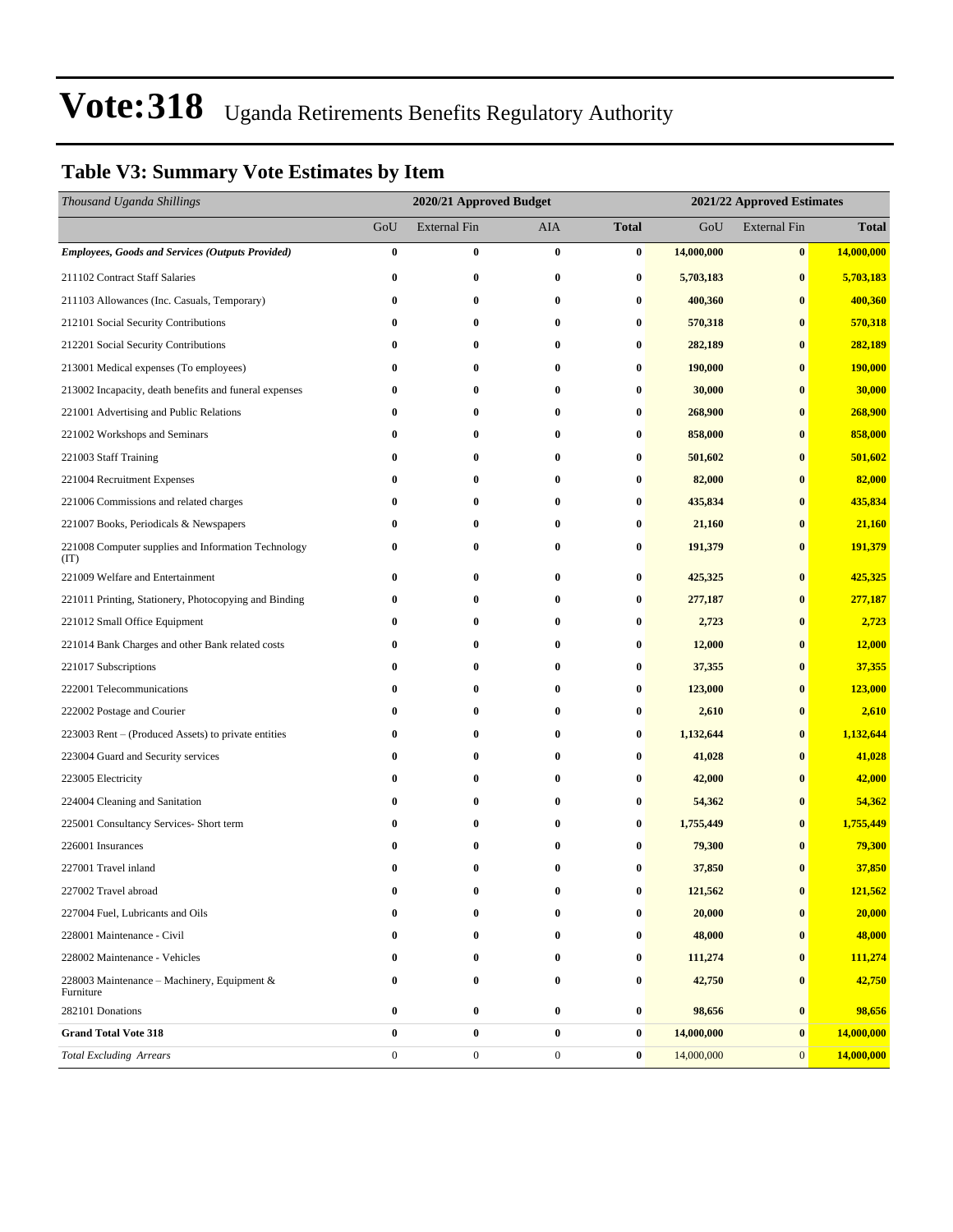# Vote:318 Uganda Retirements Benefits Regulatory Authority

## Table V3: Summary Vote Estimates by Item

| *Thousand Uganda Shillings* | 2020/21 Approved Budget | | | | 2021/22 Approved Estimates | | |
|---|---|---|---|---|---|---|---|
| | GoU | External Fin | AIA | **Total** | GoU | External Fin | **Total** |
| ***Employees, Goods and Services (Outputs Provided)*** | **0** | **0** | **0** | **0** | **14,000,000** | **0** | **14,000,000** |
| 211102 Contract Staff Salaries | **0** | **0** | **0** | **0** | **5,703,183** | **0** | **5,703,183** |
| 211103 Allowances (Inc. Casuals, Temporary) | **0** | **0** | **0** | **0** | **400,360** | **0** | **400,360** |
| 212101 Social Security Contributions | **0** | **0** | **0** | **0** | **570,318** | **0** | **570,318** |
| 212201 Social Security Contributions | **0** | **0** | **0** | **0** | **282,189** | **0** | **282,189** |
| 213001 Medical expenses (To employees) | **0** | **0** | **0** | **0** | **190,000** | **0** | **190,000** |
| 213002 Incapacity, death benefits and funeral expenses | **0** | **0** | **0** | **0** | **30,000** | **0** | **30,000** |
| 221001 Advertising and Public Relations | **0** | **0** | **0** | **0** | **268,900** | **0** | **268,900** |
| 221002 Workshops and Seminars | **0** | **0** | **0** | **0** | **858,000** | **0** | **858,000** |
| 221003 Staff Training | **0** | **0** | **0** | **0** | **501,602** | **0** | **501,602** |
| 221004 Recruitment Expenses | **0** | **0** | **0** | **0** | **82,000** | **0** | **82,000** |
| 221006 Commissions and related charges | **0** | **0** | **0** | **0** | **435,834** | **0** | **435,834** |
| 221007 Books, Periodicals & Newspapers | **0** | **0** | **0** | **0** | **21,160** | **0** | **21,160** |
| 221008 Computer supplies and Information Technology (IT) | **0** | **0** | **0** | **0** | **191,379** | **0** | **191,379** |
| 221009 Welfare and Entertainment | **0** | **0** | **0** | **0** | **425,325** | **0** | **425,325** |
| 221011 Printing, Stationery, Photocopying and Binding | **0** | **0** | **0** | **0** | **277,187** | **0** | **277,187** |
| 221012 Small Office Equipment | **0** | **0** | **0** | **0** | **2,723** | **0** | **2,723** |
| 221014 Bank Charges and other Bank related costs | **0** | **0** | **0** | **0** | **12,000** | **0** | **12,000** |
| 221017 Subscriptions | **0** | **0** | **0** | **0** | **37,355** | **0** | **37,355** |
| 222001 Telecommunications | **0** | **0** | **0** | **0** | **123,000** | **0** | **123,000** |
| 222002 Postage and Courier | **0** | **0** | **0** | **0** | **2,610** | **0** | **2,610** |
| 223003 Rent – (Produced Assets) to private entities | **0** | **0** | **0** | **0** | **1,132,644** | **0** | **1,132,644** |
| 223004 Guard and Security services | **0** | **0** | **0** | **0** | **41,028** | **0** | **41,028** |
| 223005 Electricity | **0** | **0** | **0** | **0** | **42,000** | **0** | **42,000** |
| 224004 Cleaning and Sanitation | **0** | **0** | **0** | **0** | **54,362** | **0** | **54,362** |
| 225001 Consultancy Services- Short term | **0** | **0** | **0** | **0** | **1,755,449** | **0** | **1,755,449** |
| 226001 Insurances | **0** | **0** | **0** | **0** | **79,300** | **0** | **79,300** |
| 227001 Travel inland | **0** | **0** | **0** | **0** | **37,850** | **0** | **37,850** |
| 227002 Travel abroad | **0** | **0** | **0** | **0** | **121,562** | **0** | **121,562** |
| 227004 Fuel, Lubricants and Oils | **0** | **0** | **0** | **0** | **20,000** | **0** | **20,000** |
| 228001 Maintenance - Civil | **0** | **0** | **0** | **0** | **48,000** | **0** | **48,000** |
| 228002 Maintenance - Vehicles | **0** | **0** | **0** | **0** | **111,274** | **0** | **111,274** |
| 228003 Maintenance – Machinery, Equipment & Furniture | **0** | **0** | **0** | **0** | **42,750** | **0** | **42,750** |
| 282101 Donations | **0** | **0** | **0** | **0** | **98,656** | **0** | **98,656** |
| **Grand Total Vote 318** | **0** | **0** | **0** | **0** | **14,000,000** | **0** | **14,000,000** |
| *Total Excluding Arrears* | 0 | 0 | 0 | **0** | 14,000,000 | 0 | **14,000,000** |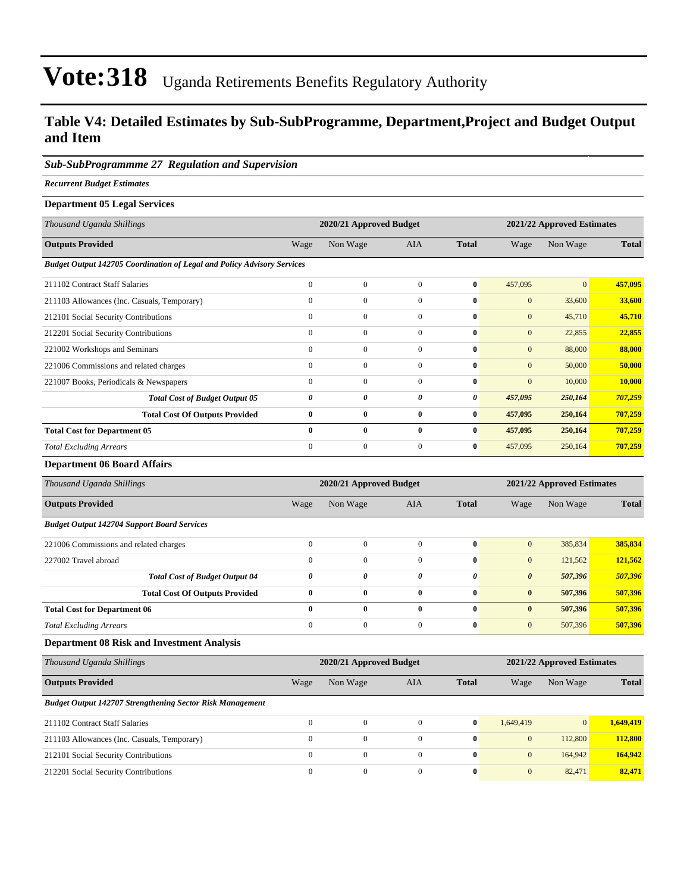# Vote:318 Uganda Retirements Benefits Regulatory Authority

## Table V4: Detailed Estimates by Sub-SubProgramme, Department,Project and Budget Output and Item

### *Sub-SubProgrammme 27 Regulation and Supervision*

*Recurrent Budget Estimates*

**Department 05 Legal Services**

| *Thousand Uganda Shillings* | 2020/21 Approved Budget | | | | 2021/22 Approved Estimates | | |
|---|---|---|---|---|---|---|---|
| **Outputs Provided** | Wage | Non Wage | AIA | **Total** | Wage | Non Wage | **Total** |
| ***Budget Output 142705 Coordination of Legal and Policy Advisory Services*** | | | | | | | |
| 211102 Contract Staff Salaries | 0 | 0 | 0 | **0** | 457,095 | 0 | **457,095** |
| 211103 Allowances (Inc. Casuals, Temporary) | 0 | 0 | 0 | **0** | 0 | 33,600 | **33,600** |
| 212101 Social Security Contributions | 0 | 0 | 0 | **0** | 0 | 45,710 | **45,710** |
| 212201 Social Security Contributions | 0 | 0 | 0 | **0** | 0 | 22,855 | **22,855** |
| 221002 Workshops and Seminars | 0 | 0 | 0 | **0** | 0 | 88,000 | **88,000** |
| 221006 Commissions and related charges | 0 | 0 | 0 | **0** | 0 | 50,000 | **50,000** |
| 221007 Books, Periodicals & Newspapers | 0 | 0 | 0 | **0** | 0 | 10,000 | **10,000** |
| ***Total Cost of Budget Output 05*** | ***0*** | ***0*** | ***0*** | ***0*** | ***457,095*** | ***250,164*** | ***707,259*** |
| **Total Cost Of Outputs Provided** | **0** | **0** | **0** | **0** | **457,095** | **250,164** | **707,259** |
| **Total Cost for Department 05** | **0** | **0** | **0** | **0** | **457,095** | **250,164** | **707,259** |
| *Total Excluding Arrears* | 0 | 0 | 0 | **0** | 457,095 | 250,164 | **707,259** |

**Department 06 Board Affairs**

| *Thousand Uganda Shillings* | 2020/21 Approved Budget | | | | 2021/22 Approved Estimates | | |
|---|---|---|---|---|---|---|---|
| **Outputs Provided** | Wage | Non Wage | AIA | **Total** | Wage | Non Wage | **Total** |
| ***Budget Output 142704 Support Board Services*** | | | | | | | |
| 221006 Commissions and related charges | 0 | 0 | 0 | **0** | 0 | 385,834 | **385,834** |
| 227002 Travel abroad | 0 | 0 | 0 | **0** | 0 | 121,562 | **121,562** |
| ***Total Cost of Budget Output 04*** | ***0*** | ***0*** | ***0*** | ***0*** | ***0*** | ***507,396*** | ***507,396*** |
| **Total Cost Of Outputs Provided** | **0** | **0** | **0** | **0** | **0** | **507,396** | **507,396** |
| **Total Cost for Department 06** | **0** | **0** | **0** | **0** | **0** | **507,396** | **507,396** |
| *Total Excluding Arrears* | 0 | 0 | 0 | **0** | 0 | 507,396 | **507,396** |

**Department 08 Risk and Investment Analysis**

| *Thousand Uganda Shillings* | 2020/21 Approved Budget | | | | 2021/22 Approved Estimates | | |
|---|---|---|---|---|---|---|---|
| **Outputs Provided** | Wage | Non Wage | AIA | **Total** | Wage | Non Wage | **Total** |
| ***Budget Output 142707 Strengthening Sector Risk Management*** | | | | | | | |
| 211102 Contract Staff Salaries | 0 | 0 | 0 | **0** | 1,649,419 | 0 | **1,649,419** |
| 211103 Allowances (Inc. Casuals, Temporary) | 0 | 0 | 0 | **0** | 0 | 112,800 | **112,800** |
| 212101 Social Security Contributions | 0 | 0 | 0 | **0** | 0 | 164,942 | **164,942** |
| 212201 Social Security Contributions | 0 | 0 | 0 | **0** | 0 | 82,471 | **82,471** |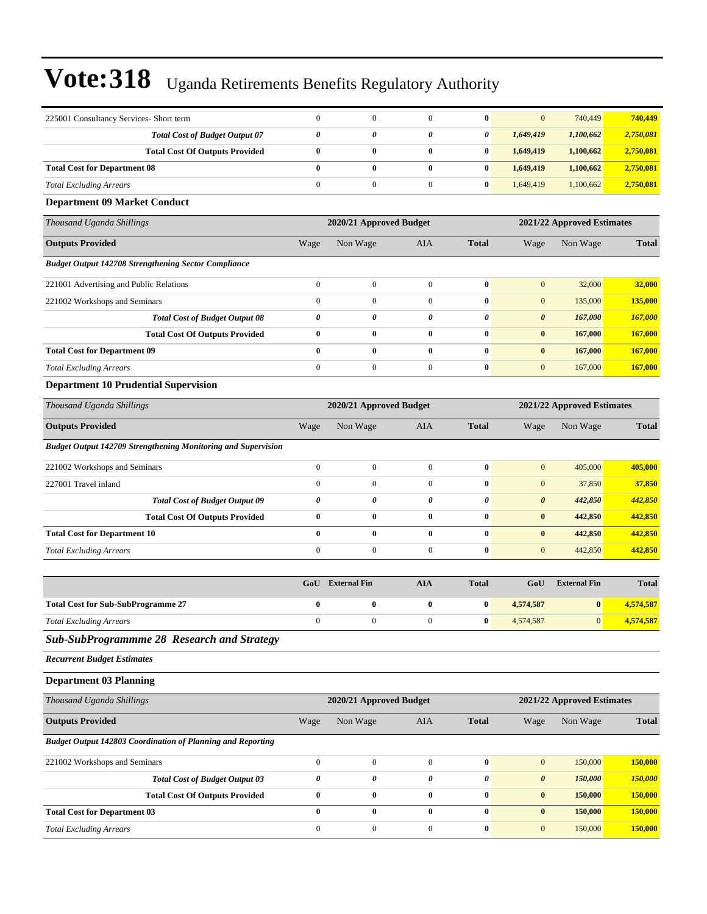| | | | | | | | |
|---|---|---|---|---|---|---|---|
| 225001 Consultancy Services- Short term | 0 | 0 | 0 | **0** | 0 | 740,449 | **740,449** |
| ***Total Cost of Budget Output 07*** | ***0*** | ***0*** | ***0*** | ***0*** | ***1,649,419*** | ***1,100,662*** | ***2,750,081*** |
| **Total Cost Of Outputs Provided** | **0** | **0** | **0** | **0** | **1,649,419** | **1,100,662** | **2,750,081** |
| **Total Cost for Department 08** | **0** | **0** | **0** | **0** | **1,649,419** | **1,100,662** | **2,750,081** |
| *Total Excluding Arrears* | 0 | 0 | 0 | **0** | 1,649,419 | 1,100,662 | **2,750,081** |

### Department 09 Market Conduct

| *Thousand Uganda Shillings* | 2020/21 Approved Budget | | | | 2021/22 Approved Estimates | | |
|---|---|---|---|---|---|---|---|
| **Outputs Provided** | Wage | Non Wage | AIA | **Total** | Wage | Non Wage | **Total** |
| ***Budget Output 142708 Strengthening Sector Compliance*** | | | | | | | |
| 221001 Advertising and Public Relations | 0 | 0 | 0 | **0** | 0 | 32,000 | **32,000** |
| 221002 Workshops and Seminars | 0 | 0 | 0 | **0** | 0 | 135,000 | **135,000** |
| ***Total Cost of Budget Output 08*** | ***0*** | ***0*** | ***0*** | ***0*** | ***0*** | ***167,000*** | ***167,000*** |
| **Total Cost Of Outputs Provided** | **0** | **0** | **0** | **0** | **0** | **167,000** | **167,000** |
| **Total Cost for Department 09** | **0** | **0** | **0** | **0** | **0** | **167,000** | **167,000** |
| *Total Excluding Arrears* | 0 | 0 | 0 | **0** | 0 | 167,000 | **167,000** |

### Department 10 Prudential Supervision

| *Thousand Uganda Shillings* | 2020/21 Approved Budget | | | | 2021/22 Approved Estimates | | |
|---|---|---|---|---|---|---|---|
| **Outputs Provided** | Wage | Non Wage | AIA | **Total** | Wage | Non Wage | **Total** |
| ***Budget Output 142709 Strengthening Monitoring and Supervision*** | | | | | | | |
| 221002 Workshops and Seminars | 0 | 0 | 0 | **0** | 0 | 405,000 | **405,000** |
| 227001 Travel inland | 0 | 0 | 0 | **0** | 0 | 37,850 | **37,850** |
| ***Total Cost of Budget Output 09*** | ***0*** | ***0*** | ***0*** | ***0*** | ***0*** | ***442,850*** | ***442,850*** |
| **Total Cost Of Outputs Provided** | **0** | **0** | **0** | **0** | **0** | **442,850** | **442,850** |
| **Total Cost for Department 10** | **0** | **0** | **0** | **0** | **0** | **442,850** | **442,850** |
| *Total Excluding Arrears* | 0 | 0 | 0 | **0** | 0 | 442,850 | **442,850** |

| | **GoU** | **External Fin** | **AIA** | **Total** | **GoU** | **External Fin** | **Total** |
|---|---|---|---|---|---|---|---|
| **Total Cost for Sub-SubProgramme 27** | **0** | **0** | **0** | **0** | **4,574,587** | **0** | **4,574,587** |
| *Total Excluding Arrears* | 0 | 0 | 0 | **0** | 4,574,587 | 0 | **4,574,587** |

## *Sub-SubProgrammme 28 Research and Strategy*

***Recurrent Budget Estimates***

### Department 03 Planning

| *Thousand Uganda Shillings* | 2020/21 Approved Budget | | | | 2021/22 Approved Estimates | | |
|---|---|---|---|---|---|---|---|
| **Outputs Provided** | Wage | Non Wage | AIA | **Total** | Wage | Non Wage | **Total** |
| ***Budget Output 142803 Coordination of Planning and Reporting*** | | | | | | | |
| 221002 Workshops and Seminars | 0 | 0 | 0 | **0** | 0 | 150,000 | **150,000** |
| ***Total Cost of Budget Output 03*** | ***0*** | ***0*** | ***0*** | ***0*** | ***0*** | ***150,000*** | ***150,000*** |
| **Total Cost Of Outputs Provided** | **0** | **0** | **0** | **0** | **0** | **150,000** | **150,000** |
| **Total Cost for Department 03** | **0** | **0** | **0** | **0** | **0** | **150,000** | **150,000** |
| *Total Excluding Arrears* | 0 | 0 | 0 | **0** | 0 | 150,000 | **150,000** |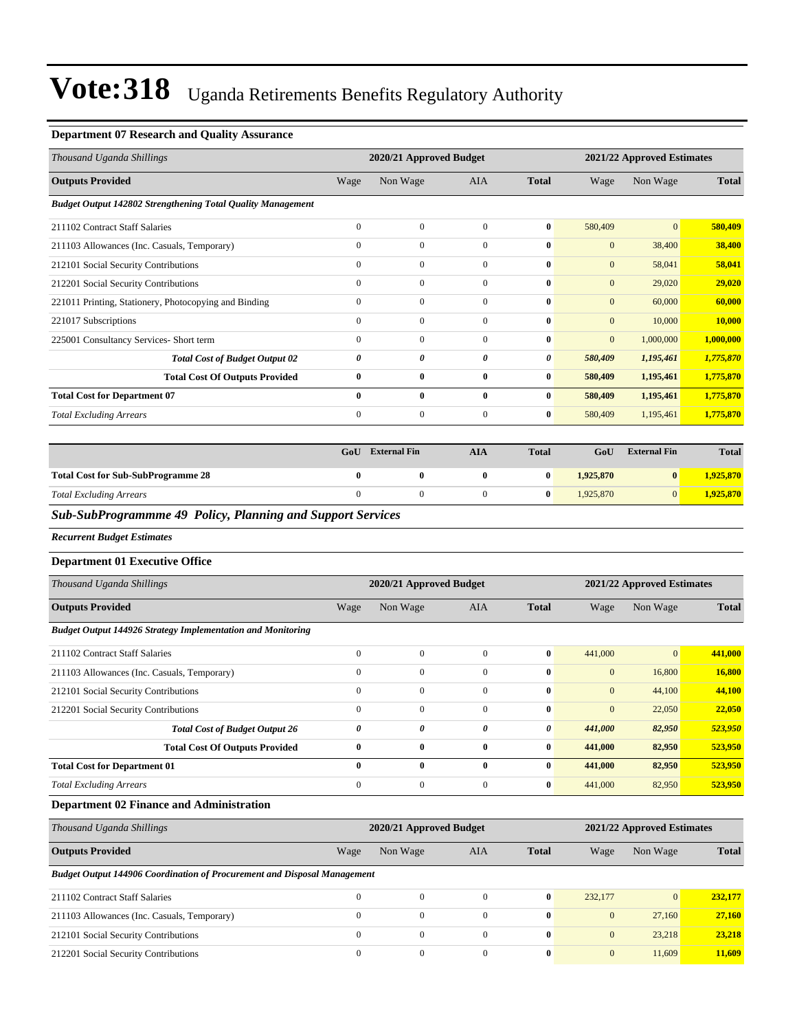# Vote:318 Uganda Retirements Benefits Regulatory Authority

### Department 07 Research and Quality Assurance

| Thousand Uganda Shillings | 2020/21 Approved Budget | | | | 2021/22 Approved Estimates | | |
|---|---|---|---|---|---|---|---|
| **Outputs Provided** | Wage | Non Wage | AIA | **Total** | Wage | Non Wage | **Total** |
| ***Budget Output 142802 Strengthening Total Quality Management*** | | | | | | | |
| 211102 Contract Staff Salaries | 0 | 0 | 0 | **0** | 580,409 | 0 | **580,409** |
| 211103 Allowances (Inc. Casuals, Temporary) | 0 | 0 | 0 | **0** | 0 | 38,400 | **38,400** |
| 212101 Social Security Contributions | 0 | 0 | 0 | **0** | 0 | 58,041 | **58,041** |
| 212201 Social Security Contributions | 0 | 0 | 0 | **0** | 0 | 29,020 | **29,020** |
| 221011 Printing, Stationery, Photocopying and Binding | 0 | 0 | 0 | **0** | 0 | 60,000 | **60,000** |
| 221017 Subscriptions | 0 | 0 | 0 | **0** | 0 | 10,000 | **10,000** |
| 225001 Consultancy Services- Short term | 0 | 0 | 0 | **0** | 0 | 1,000,000 | **1,000,000** |
| ***Total Cost of Budget Output 02*** | ***0*** | ***0*** | ***0*** | ***0*** | ***580,409*** | ***1,195,461*** | ***1,775,870*** |
| **Total Cost Of Outputs Provided** | **0** | **0** | **0** | **0** | **580,409** | **1,195,461** | **1,775,870** |
| **Total Cost for Department 07** | **0** | **0** | **0** | **0** | **580,409** | **1,195,461** | **1,775,870** |
| *Total Excluding Arrears* | 0 | 0 | 0 | **0** | 580,409 | 1,195,461 | **1,775,870** |

| | GoU | External Fin | AIA | Total | GoU | External Fin | Total |
|---|---|---|---|---|---|---|---|
| **Total Cost for Sub-SubProgramme 28** | **0** | **0** | **0** | **0** | **1,925,870** | **0** | **1,925,870** |
| *Total Excluding Arrears* | 0 | 0 | 0 | **0** | 1,925,870 | 0 | **1,925,870** |

## *Sub-SubProgrammme 49 Policy, Planning and Support Services*

***Recurrent Budget Estimates***

### Department 01 Executive Office

| Thousand Uganda Shillings | 2020/21 Approved Budget | | | | 2021/22 Approved Estimates | | |
|---|---|---|---|---|---|---|---|
| **Outputs Provided** | Wage | Non Wage | AIA | **Total** | Wage | Non Wage | **Total** |
| ***Budget Output 144926 Strategy Implementation and Monitoring*** | | | | | | | |
| 211102 Contract Staff Salaries | 0 | 0 | 0 | **0** | 441,000 | 0 | **441,000** |
| 211103 Allowances (Inc. Casuals, Temporary) | 0 | 0 | 0 | **0** | 0 | 16,800 | **16,800** |
| 212101 Social Security Contributions | 0 | 0 | 0 | **0** | 0 | 44,100 | **44,100** |
| 212201 Social Security Contributions | 0 | 0 | 0 | **0** | 0 | 22,050 | **22,050** |
| ***Total Cost of Budget Output 26*** | ***0*** | ***0*** | ***0*** | ***0*** | ***441,000*** | ***82,950*** | ***523,950*** |
| **Total Cost Of Outputs Provided** | **0** | **0** | **0** | **0** | **441,000** | **82,950** | **523,950** |
| **Total Cost for Department 01** | **0** | **0** | **0** | **0** | **441,000** | **82,950** | **523,950** |
| *Total Excluding Arrears* | 0 | 0 | 0 | **0** | 441,000 | 82,950 | **523,950** |

### Department 02 Finance and Administration

| Thousand Uganda Shillings | 2020/21 Approved Budget | | | | 2021/22 Approved Estimates | | |
|---|---|---|---|---|---|---|---|
| **Outputs Provided** | Wage | Non Wage | AIA | **Total** | Wage | Non Wage | **Total** |
| ***Budget Output 144906 Coordination of Procurement and Disposal Management*** | | | | | | | |
| 211102 Contract Staff Salaries | 0 | 0 | 0 | **0** | 232,177 | 0 | **232,177** |
| 211103 Allowances (Inc. Casuals, Temporary) | 0 | 0 | 0 | **0** | 0 | 27,160 | **27,160** |
| 212101 Social Security Contributions | 0 | 0 | 0 | **0** | 0 | 23,218 | **23,218** |
| 212201 Social Security Contributions | 0 | 0 | 0 | **0** | 0 | 11,609 | **11,609** |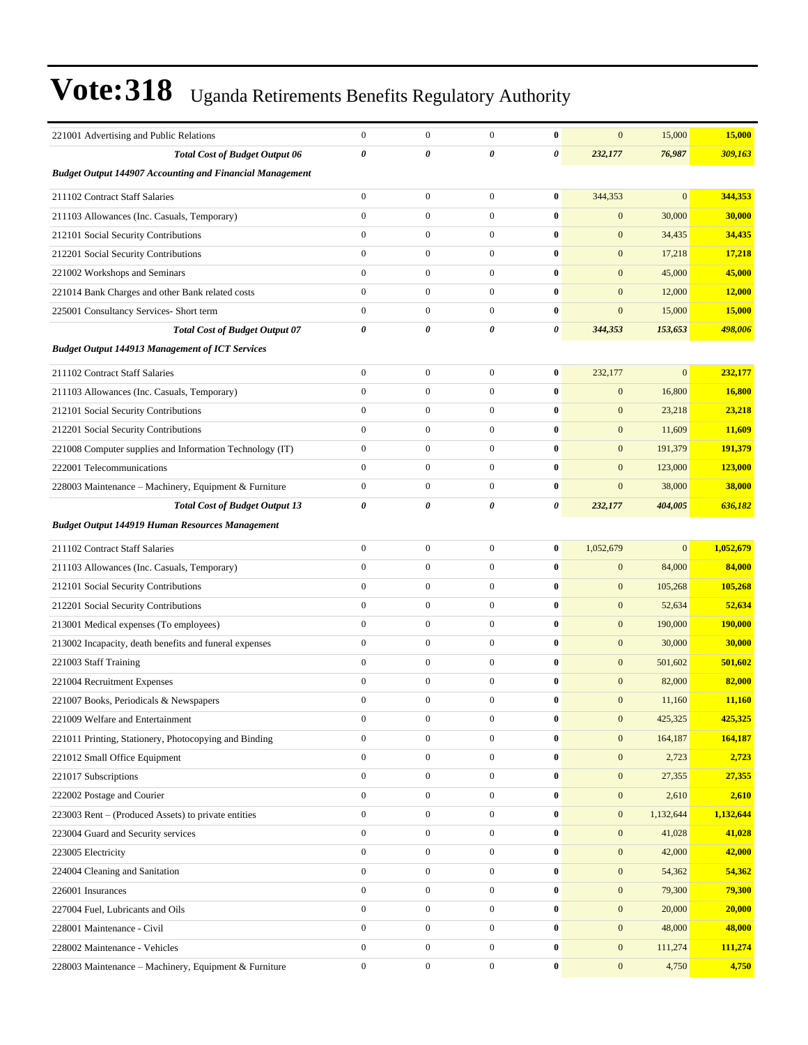# Vote:318 Uganda Retirements Benefits Regulatory Authority

| | | | | | | | |
|---|---|---|---|---|---|---|---|
| 221001 Advertising and Public Relations | 0 | 0 | 0 | **0** | 0 | 15,000 | **15,000** |
| ***Total Cost of Budget Output 06*** | ***0*** | ***0*** | ***0*** | ***0*** | ***232,177*** | ***76,987*** | ***309,163*** |
| ***Budget Output 144907 Accounting and Financial Management*** | | | | | | | |
| 211102 Contract Staff Salaries | 0 | 0 | 0 | **0** | 344,353 | 0 | **344,353** |
| 211103 Allowances (Inc. Casuals, Temporary) | 0 | 0 | 0 | **0** | 0 | 30,000 | **30,000** |
| 212101 Social Security Contributions | 0 | 0 | 0 | **0** | 0 | 34,435 | **34,435** |
| 212201 Social Security Contributions | 0 | 0 | 0 | **0** | 0 | 17,218 | **17,218** |
| 221002 Workshops and Seminars | 0 | 0 | 0 | **0** | 0 | 45,000 | **45,000** |
| 221014 Bank Charges and other Bank related costs | 0 | 0 | 0 | **0** | 0 | 12,000 | **12,000** |
| 225001 Consultancy Services- Short term | 0 | 0 | 0 | **0** | 0 | 15,000 | **15,000** |
| ***Total Cost of Budget Output 07*** | ***0*** | ***0*** | ***0*** | ***0*** | ***344,353*** | ***153,653*** | ***498,006*** |
| ***Budget Output 144913 Management of ICT Services*** | | | | | | | |
| 211102 Contract Staff Salaries | 0 | 0 | 0 | **0** | 232,177 | 0 | **232,177** |
| 211103 Allowances (Inc. Casuals, Temporary) | 0 | 0 | 0 | **0** | 0 | 16,800 | **16,800** |
| 212101 Social Security Contributions | 0 | 0 | 0 | **0** | 0 | 23,218 | **23,218** |
| 212201 Social Security Contributions | 0 | 0 | 0 | **0** | 0 | 11,609 | **11,609** |
| 221008 Computer supplies and Information Technology (IT) | 0 | 0 | 0 | **0** | 0 | 191,379 | **191,379** |
| 222001 Telecommunications | 0 | 0 | 0 | **0** | 0 | 123,000 | **123,000** |
| 228003 Maintenance – Machinery, Equipment & Furniture | 0 | 0 | 0 | **0** | 0 | 38,000 | **38,000** |
| ***Total Cost of Budget Output 13*** | ***0*** | ***0*** | ***0*** | ***0*** | ***232,177*** | ***404,005*** | ***636,182*** |
| ***Budget Output 144919 Human Resources Management*** | | | | | | | |
| 211102 Contract Staff Salaries | 0 | 0 | 0 | **0** | 1,052,679 | 0 | **1,052,679** |
| 211103 Allowances (Inc. Casuals, Temporary) | 0 | 0 | 0 | **0** | 0 | 84,000 | **84,000** |
| 212101 Social Security Contributions | 0 | 0 | 0 | **0** | 0 | 105,268 | **105,268** |
| 212201 Social Security Contributions | 0 | 0 | 0 | **0** | 0 | 52,634 | **52,634** |
| 213001 Medical expenses (To employees) | 0 | 0 | 0 | **0** | 0 | 190,000 | **190,000** |
| 213002 Incapacity, death benefits and funeral expenses | 0 | 0 | 0 | **0** | 0 | 30,000 | **30,000** |
| 221003 Staff Training | 0 | 0 | 0 | **0** | 0 | 501,602 | **501,602** |
| 221004 Recruitment Expenses | 0 | 0 | 0 | **0** | 0 | 82,000 | **82,000** |
| 221007 Books, Periodicals & Newspapers | 0 | 0 | 0 | **0** | 0 | 11,160 | **11,160** |
| 221009 Welfare and Entertainment | 0 | 0 | 0 | **0** | 0 | 425,325 | **425,325** |
| 221011 Printing, Stationery, Photocopying and Binding | 0 | 0 | 0 | **0** | 0 | 164,187 | **164,187** |
| 221012 Small Office Equipment | 0 | 0 | 0 | **0** | 0 | 2,723 | **2,723** |
| 221017 Subscriptions | 0 | 0 | 0 | **0** | 0 | 27,355 | **27,355** |
| 222002 Postage and Courier | 0 | 0 | 0 | **0** | 0 | 2,610 | **2,610** |
| 223003 Rent – (Produced Assets) to private entities | 0 | 0 | 0 | **0** | 0 | 1,132,644 | **1,132,644** |
| 223004 Guard and Security services | 0 | 0 | 0 | **0** | 0 | 41,028 | **41,028** |
| 223005 Electricity | 0 | 0 | 0 | **0** | 0 | 42,000 | **42,000** |
| 224004 Cleaning and Sanitation | 0 | 0 | 0 | **0** | 0 | 54,362 | **54,362** |
| 226001 Insurances | 0 | 0 | 0 | **0** | 0 | 79,300 | **79,300** |
| 227004 Fuel, Lubricants and Oils | 0 | 0 | 0 | **0** | 0 | 20,000 | **20,000** |
| 228001 Maintenance - Civil | 0 | 0 | 0 | **0** | 0 | 48,000 | **48,000** |
| 228002 Maintenance - Vehicles | 0 | 0 | 0 | **0** | 0 | 111,274 | **111,274** |
| 228003 Maintenance – Machinery, Equipment & Furniture | 0 | 0 | 0 | **0** | 0 | 4,750 | **4,750** |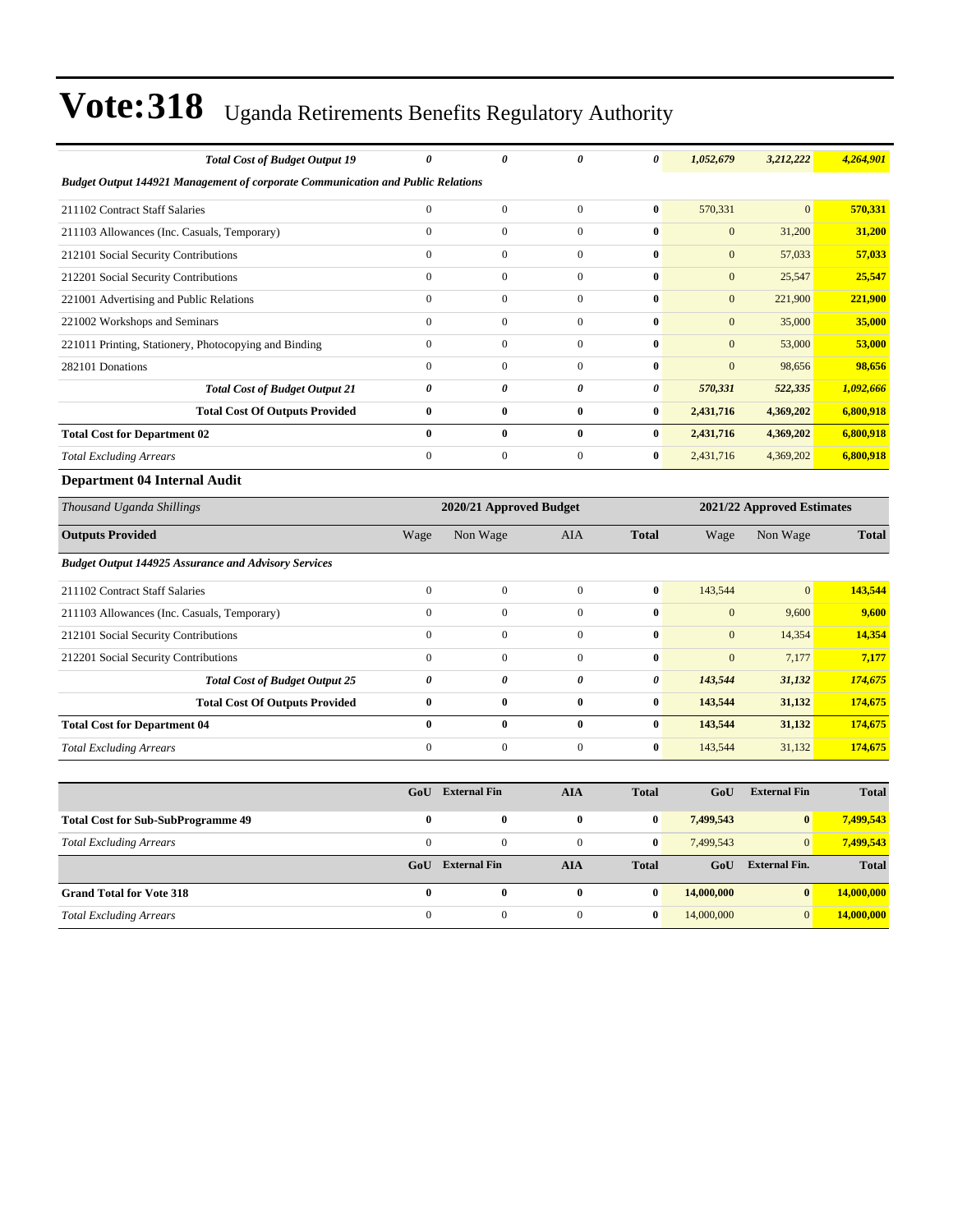# Vote:318 Uganda Retirements Benefits Regulatory Authority

| | | | | | | | |
|---|---|---|---|---|---|---|---|
| ***Total Cost of Budget Output 19*** | ***0*** | ***0*** | ***0*** | ***0*** | ***1,052,679*** | ***3,212,222*** | ***4,264,901*** |
| ***Budget Output 144921 Management of corporate Communication and Public Relations*** | | | | | | | |
| 211102 Contract Staff Salaries | 0 | 0 | 0 | **0** | 570,331 | 0 | **570,331** |
| 211103 Allowances (Inc. Casuals, Temporary) | 0 | 0 | 0 | **0** | 0 | 31,200 | **31,200** |
| 212101 Social Security Contributions | 0 | 0 | 0 | **0** | 0 | 57,033 | **57,033** |
| 212201 Social Security Contributions | 0 | 0 | 0 | **0** | 0 | 25,547 | **25,547** |
| 221001 Advertising and Public Relations | 0 | 0 | 0 | **0** | 0 | 221,900 | **221,900** |
| 221002 Workshops and Seminars | 0 | 0 | 0 | **0** | 0 | 35,000 | **35,000** |
| 221011 Printing, Stationery, Photocopying and Binding | 0 | 0 | 0 | **0** | 0 | 53,000 | **53,000** |
| 282101 Donations | 0 | 0 | 0 | **0** | 0 | 98,656 | **98,656** |
| ***Total Cost of Budget Output 21*** | ***0*** | ***0*** | ***0*** | ***0*** | ***570,331*** | ***522,335*** | ***1,092,666*** |
| **Total Cost Of Outputs Provided** | **0** | **0** | **0** | **0** | **2,431,716** | **4,369,202** | **6,800,918** |
| **Total Cost for Department 02** | **0** | **0** | **0** | **0** | **2,431,716** | **4,369,202** | **6,800,918** |
| *Total Excluding Arrears* | 0 | 0 | 0 | **0** | 2,431,716 | 4,369,202 | **6,800,918** |

### Department 04 Internal Audit

| *Thousand Uganda Shillings* | 2020/21 Approved Budget | | | | 2021/22 Approved Estimates | | |
|---|---|---|---|---|---|---|---|
| **Outputs Provided** | Wage | Non Wage | AIA | **Total** | Wage | Non Wage | **Total** |
| ***Budget Output 144925 Assurance and Advisory Services*** | | | | | | | |
| 211102 Contract Staff Salaries | 0 | 0 | 0 | **0** | 143,544 | 0 | **143,544** |
| 211103 Allowances (Inc. Casuals, Temporary) | 0 | 0 | 0 | **0** | 0 | 9,600 | **9,600** |
| 212101 Social Security Contributions | 0 | 0 | 0 | **0** | 0 | 14,354 | **14,354** |
| 212201 Social Security Contributions | 0 | 0 | 0 | **0** | 0 | 7,177 | **7,177** |
| ***Total Cost of Budget Output 25*** | ***0*** | ***0*** | ***0*** | ***0*** | ***143,544*** | ***31,132*** | ***174,675*** |
| **Total Cost Of Outputs Provided** | **0** | **0** | **0** | **0** | **143,544** | **31,132** | **174,675** |
| **Total Cost for Department 04** | **0** | **0** | **0** | **0** | **143,544** | **31,132** | **174,675** |
| *Total Excluding Arrears* | 0 | 0 | 0 | **0** | 143,544 | 31,132 | **174,675** |

| | GoU | External Fin | AIA | Total | GoU | External Fin | Total |
|---|---|---|---|---|---|---|---|
| **Total Cost for Sub-SubProgramme 49** | **0** | **0** | **0** | **0** | **7,499,543** | **0** | **7,499,543** |
| *Total Excluding Arrears* | 0 | 0 | 0 | **0** | 7,499,543 | 0 | **7,499,543** |
| | **GoU** | **External Fin** | **AIA** | **Total** | **GoU** | **External Fin.** | **Total** |
| **Grand Total for Vote 318** | **0** | **0** | **0** | **0** | **14,000,000** | **0** | **14,000,000** |
| *Total Excluding Arrears* | 0 | 0 | 0 | **0** | 14,000,000 | 0 | **14,000,000** |